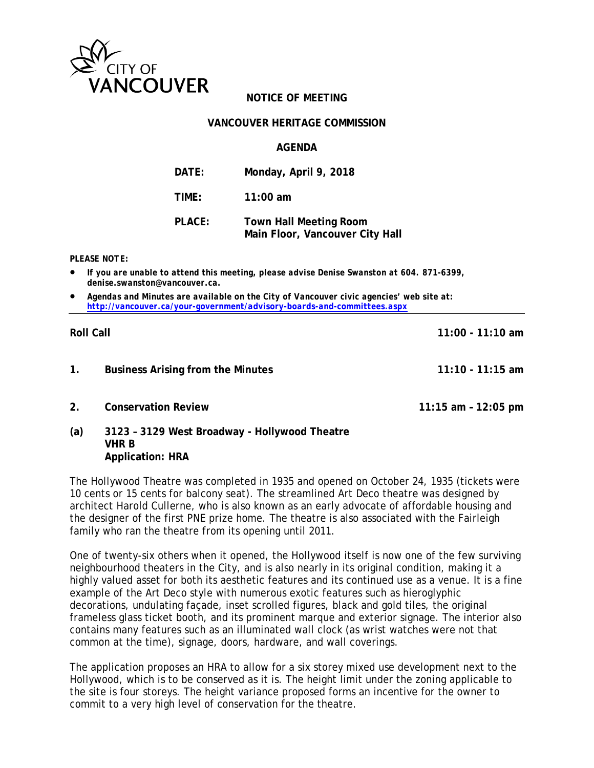CITY OF VANCOUVER

**NOTICE OF MEETING**

**VANCOUVER HERITAGE COMMISSION**

**AGENDA**

| | |
|---|---|
| **DATE:** | **Monday, April 9, 2018** |
| **TIME:** | **11:00 am** |
| **PLACE:** | **Town Hall Meeting Room**<br>**Main Floor, Vancouver City Hall** |

***PLEASE NOTE:***

- ***If you are unable to attend this meeting, please advise Denise Swanston at 604. 871-6399, denise.swanston@vancouver.ca.***
- ***Agendas and Minutes are available on the City of Vancouver civic agencies' web site at: http://vancouver.ca/your-government/advisory-boards-and-committees.aspx***

---

**Roll Call** **11:00 - 11:10 am**

**1. Business Arising from the Minutes** **11:10 - 11:15 am**

**2. Conservation Review** **11:15 am – 12:05 pm**

**(a) 3123 – 3129 West Broadway - Hollywood Theatre**
**VHR B**
**Application: HRA**

The Hollywood Theatre was completed in 1935 and opened on October 24, 1935 (tickets were 10 cents or 15 cents for balcony seat). The streamlined Art Deco theatre was designed by architect Harold Cullerne, who is also known as an early advocate of affordable housing and the designer of the first PNE prize home. The theatre is also associated with the Fairleigh family who ran the theatre from its opening until 2011.

One of twenty-six others when it opened, the Hollywood itself is now one of the few surviving neighbourhood theaters in the City, and is also nearly in its original condition, making it a highly valued asset for both its aesthetic features and its continued use as a venue. It is a fine example of the Art Deco style with numerous exotic features such as hieroglyphic decorations, undulating façade, inset scrolled figures, black and gold tiles, the original frameless glass ticket booth, and its prominent marque and exterior signage. The interior also contains many features such as an illuminated wall clock (as wrist watches were not that common at the time), signage, doors, hardware, and wall coverings.

The application proposes an HRA to allow for a six storey mixed use development next to the Hollywood, which is to be conserved as it is. The height limit under the zoning applicable to the site is four storeys. The height variance proposed forms an incentive for the owner to commit to a very high level of conservation for the theatre.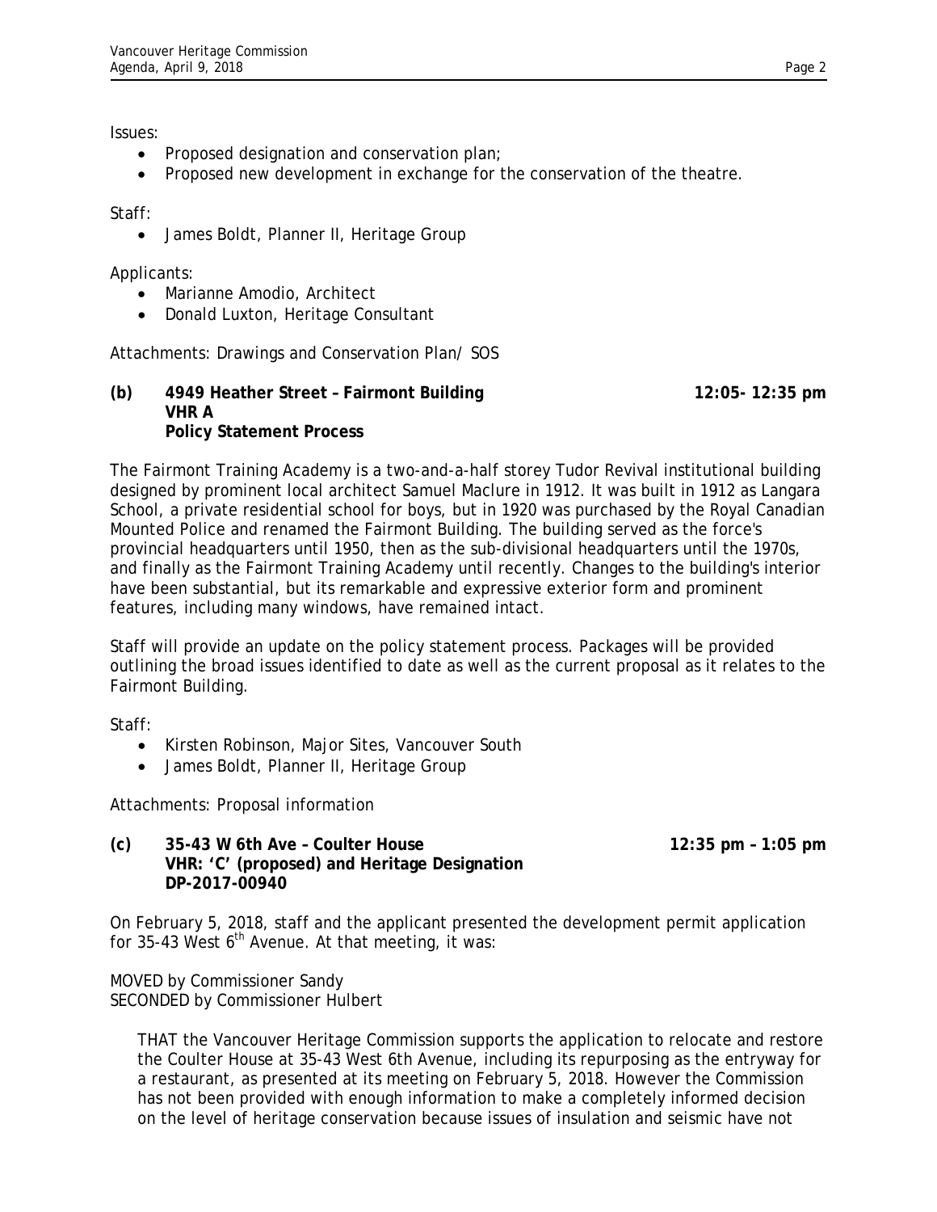Issues:

- Proposed designation and conservation plan;
- Proposed new development in exchange for the conservation of the theatre.

Staff:

- James Boldt, Planner II, Heritage Group

Applicants:

- Marianne Amodio, Architect
- Donald Luxton, Heritage Consultant

Attachments: Drawings and Conservation Plan/ SOS

**(b) 4949 Heather Street – Fairmont Building** **12:05- 12:35 pm**
**VHR A**
**Policy Statement Process**

The Fairmont Training Academy is a two-and-a-half storey Tudor Revival institutional building designed by prominent local architect Samuel Maclure in 1912. It was built in 1912 as Langara School, a private residential school for boys, but in 1920 was purchased by the Royal Canadian Mounted Police and renamed the Fairmont Building. The building served as the force's provincial headquarters until 1950, then as the sub-divisional headquarters until the 1970s, and finally as the Fairmont Training Academy until recently. Changes to the building's interior have been substantial, but its remarkable and expressive exterior form and prominent features, including many windows, have remained intact.

Staff will provide an update on the policy statement process. Packages will be provided outlining the broad issues identified to date as well as the current proposal as it relates to the Fairmont Building.

Staff:

- Kirsten Robinson, Major Sites, Vancouver South
- James Boldt, Planner II, Heritage Group

Attachments: Proposal information

**(c) 35-43 W 6th Ave – Coulter House** **12:35 pm – 1:05 pm**
**VHR: 'C' (proposed) and Heritage Designation**
**DP-2017-00940**

On February 5, 2018, staff and the applicant presented the development permit application for 35-43 West 6th Avenue. At that meeting, it was:

MOVED by Commissioner Sandy
SECONDED by Commissioner Hulbert

> THAT the Vancouver Heritage Commission supports the application to relocate and restore the Coulter House at 35-43 West 6th Avenue, including its repurposing as the entryway for a restaurant, as presented at its meeting on February 5, 2018. However the Commission has not been provided with enough information to make a completely informed decision on the level of heritage conservation because issues of insulation and seismic have not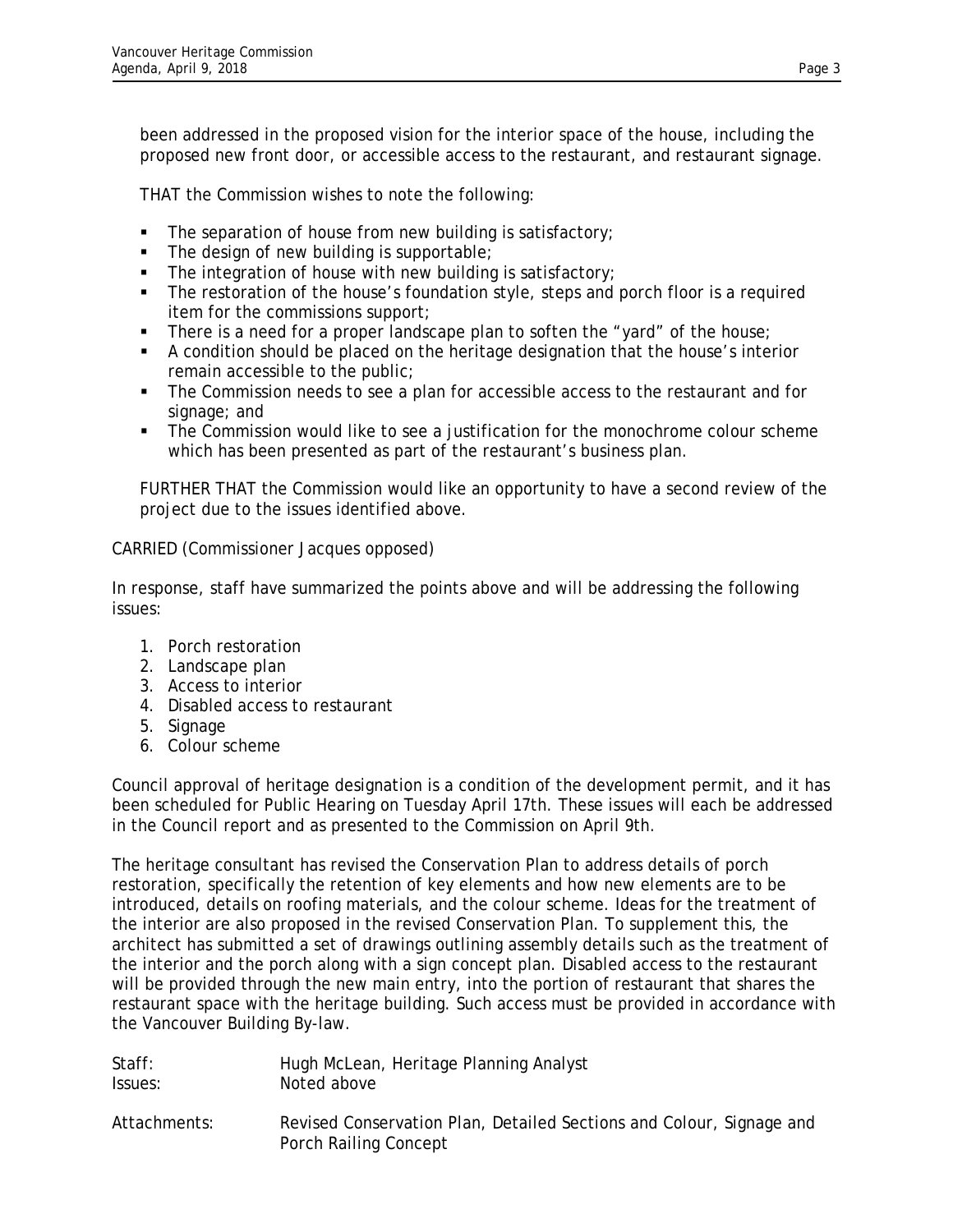been addressed in the proposed vision for the interior space of the house, including the proposed new front door, or accessible access to the restaurant, and restaurant signage.

THAT the Commission wishes to note the following:

- The separation of house from new building is satisfactory;
- The design of new building is supportable;
- The integration of house with new building is satisfactory;
- The restoration of the house's foundation style, steps and porch floor is a required item for the commissions support;
- There is a need for a proper landscape plan to soften the "yard" of the house;
- A condition should be placed on the heritage designation that the house's interior remain accessible to the public;
- The Commission needs to see a plan for accessible access to the restaurant and for signage; and
- The Commission would like to see a justification for the monochrome colour scheme which has been presented as part of the restaurant's business plan.

FURTHER THAT the Commission would like an opportunity to have a second review of the project due to the issues identified above.

CARRIED (Commissioner Jacques opposed)

In response, staff have summarized the points above and will be addressing the following issues:

1. Porch restoration
2. Landscape plan
3. Access to interior
4. Disabled access to restaurant
5. Signage
6. Colour scheme

Council approval of heritage designation is a condition of the development permit, and it has been scheduled for Public Hearing on Tuesday April 17th. These issues will each be addressed in the Council report and as presented to the Commission on April 9th.

The heritage consultant has revised the Conservation Plan to address details of porch restoration, specifically the retention of key elements and how new elements are to be introduced, details on roofing materials, and the colour scheme. Ideas for the treatment of the interior are also proposed in the revised Conservation Plan. To supplement this, the architect has submitted a set of drawings outlining assembly details such as the treatment of the interior and the porch along with a sign concept plan. Disabled access to the restaurant will be provided through the new main entry, into the portion of restaurant that shares the restaurant space with the heritage building. Such access must be provided in accordance with the Vancouver Building By-law.

Staff: Hugh McLean, Heritage Planning Analyst
Issues: Noted above

Attachments: Revised Conservation Plan, Detailed Sections and Colour, Signage and Porch Railing Concept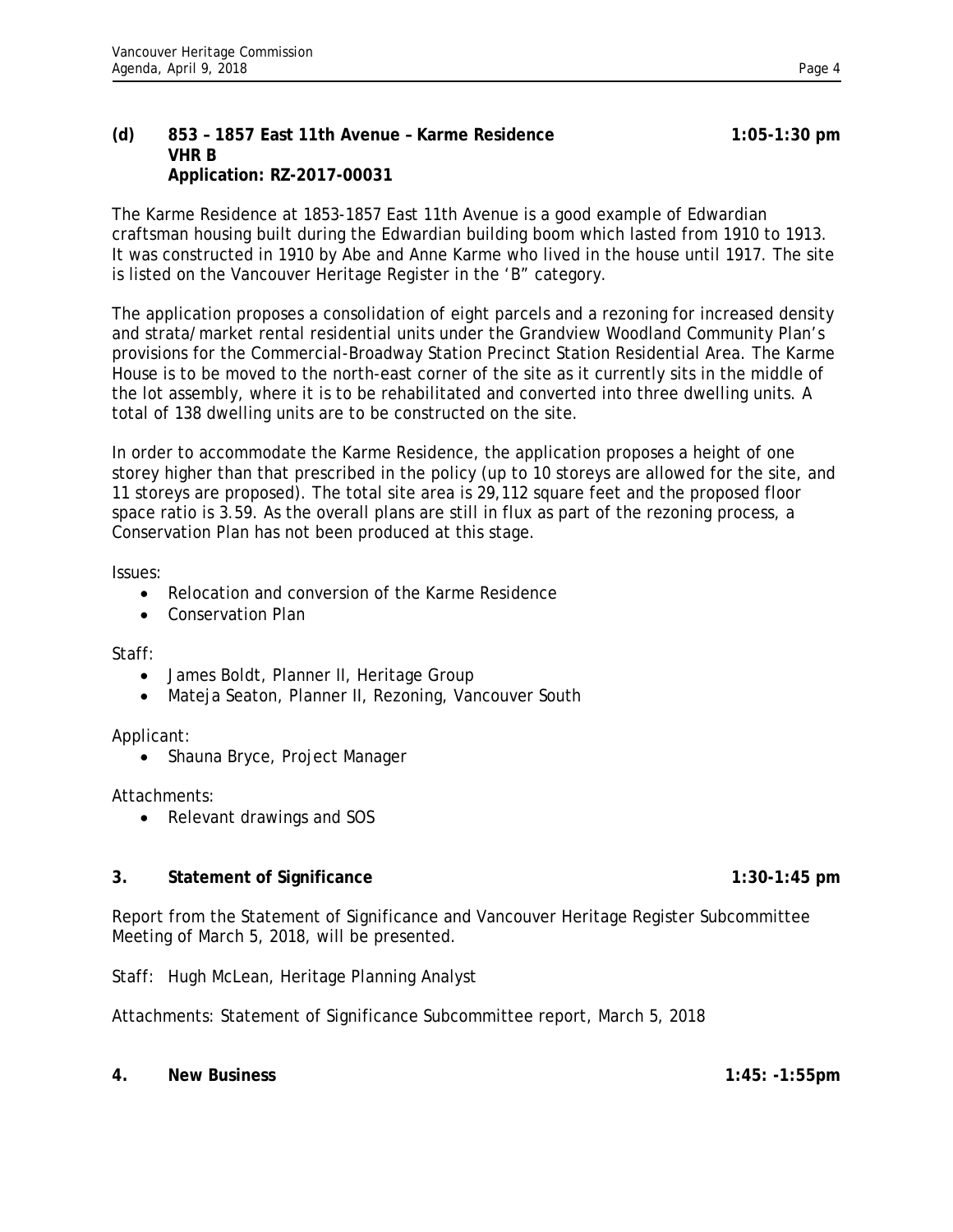**(d) 853 – 1857 East 11th Avenue – Karme Residence** **1:05-1:30 pm**
**VHR B**
**Application: RZ-2017-00031**

The Karme Residence at 1853-1857 East 11th Avenue is a good example of Edwardian craftsman housing built during the Edwardian building boom which lasted from 1910 to 1913. It was constructed in 1910 by Abe and Anne Karme who lived in the house until 1917. The site is listed on the Vancouver Heritage Register in the 'B" category.

The application proposes a consolidation of eight parcels and a rezoning for increased density and strata/market rental residential units under the Grandview Woodland Community Plan's provisions for the Commercial-Broadway Station Precinct Station Residential Area. The Karme House is to be moved to the north-east corner of the site as it currently sits in the middle of the lot assembly, where it is to be rehabilitated and converted into three dwelling units. A total of 138 dwelling units are to be constructed on the site.

In order to accommodate the Karme Residence, the application proposes a height of one storey higher than that prescribed in the policy (up to 10 storeys are allowed for the site, and 11 storeys are proposed). The total site area is 29,112 square feet and the proposed floor space ratio is 3.59. As the overall plans are still in flux as part of the rezoning process, a Conservation Plan has not been produced at this stage.

Issues:

- Relocation and conversion of the Karme Residence
- Conservation Plan

Staff:

- James Boldt, Planner II, Heritage Group
- Mateja Seaton, Planner II, Rezoning, Vancouver South

Applicant:

- Shauna Bryce, Project Manager

Attachments:

- Relevant drawings and SOS

**3. Statement of Significance** **1:30-1:45 pm**

Report from the Statement of Significance and Vancouver Heritage Register Subcommittee Meeting of March 5, 2018, will be presented.

Staff: Hugh McLean, Heritage Planning Analyst

Attachments: Statement of Significance Subcommittee report, March 5, 2018

**4. New Business** **1:45: -1:55pm**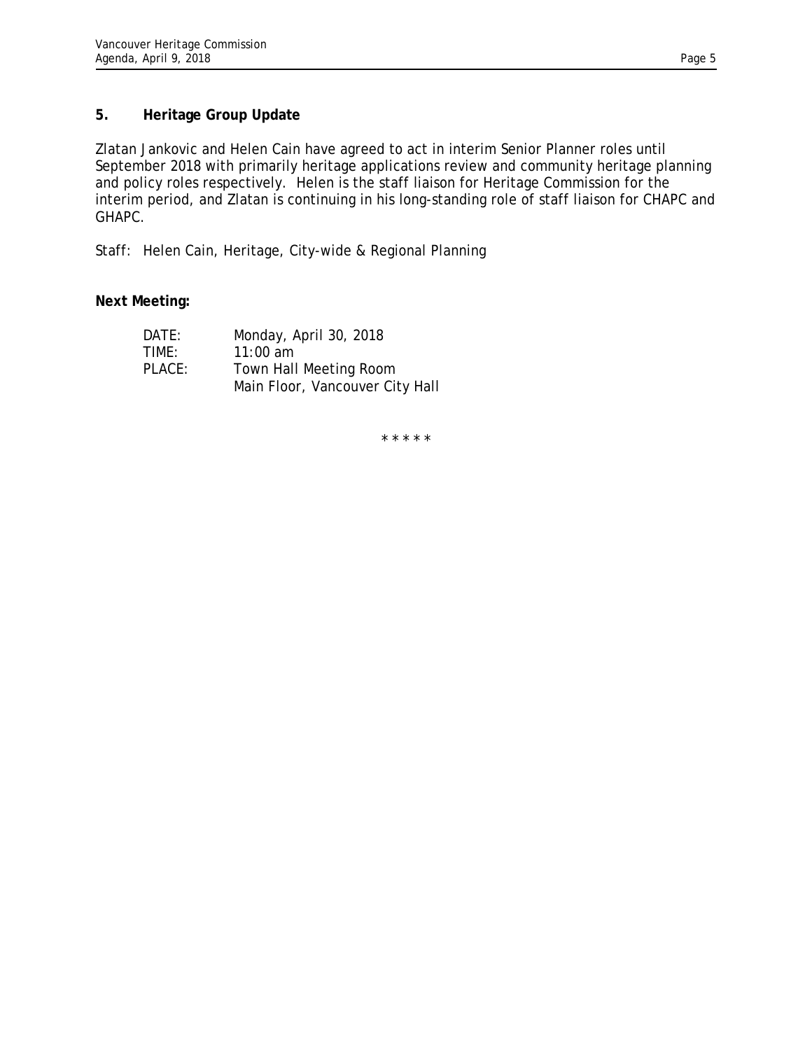## 5. Heritage Group Update

Zlatan Jankovic and Helen Cain have agreed to act in interim Senior Planner roles until September 2018 with primarily heritage applications review and community heritage planning and policy roles respectively. Helen is the staff liaison for Heritage Commission for the interim period, and Zlatan is continuing in his long-standing role of staff liaison for CHAPC and GHAPC.

Staff: Helen Cain, Heritage, City-wide & Regional Planning

**Next Meeting:**

| | |
|---|---|
| DATE: | Monday, April 30, 2018 |
| TIME: | 11:00 am |
| PLACE: | Town Hall Meeting Room<br>Main Floor, Vancouver City Hall |

* * * * *